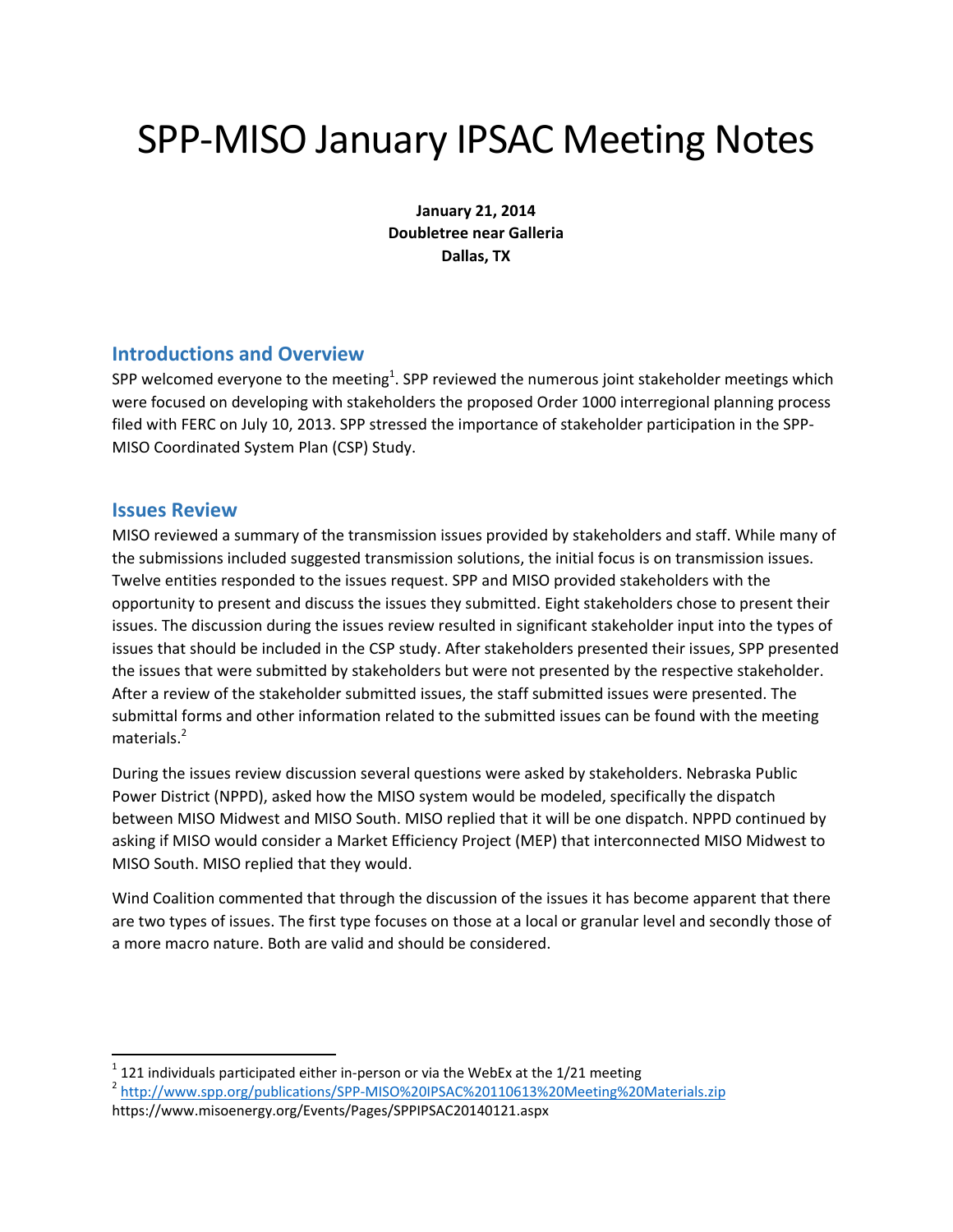# SPP-MISO January IPSAC Meeting Notes

**January 21, 2014**
**Doubletree near Galleria**
**Dallas, TX**

## Introductions and Overview

SPP welcomed everyone to the meeting[1]. SPP reviewed the numerous joint stakeholder meetings which were focused on developing with stakeholders the proposed Order 1000 interregional planning process filed with FERC on July 10, 2013. SPP stressed the importance of stakeholder participation in the SPP-MISO Coordinated System Plan (CSP) Study.

## Issues Review

MISO reviewed a summary of the transmission issues provided by stakeholders and staff. While many of the submissions included suggested transmission solutions, the initial focus is on transmission issues. Twelve entities responded to the issues request. SPP and MISO provided stakeholders with the opportunity to present and discuss the issues they submitted. Eight stakeholders chose to present their issues. The discussion during the issues review resulted in significant stakeholder input into the types of issues that should be included in the CSP study. After stakeholders presented their issues, SPP presented the issues that were submitted by stakeholders but were not presented by the respective stakeholder. After a review of the stakeholder submitted issues, the staff submitted issues were presented. The submittal forms and other information related to the submitted issues can be found with the meeting materials.[2]

During the issues review discussion several questions were asked by stakeholders. Nebraska Public Power District (NPPD), asked how the MISO system would be modeled, specifically the dispatch between MISO Midwest and MISO South. MISO replied that it will be one dispatch. NPPD continued by asking if MISO would consider a Market Efficiency Project (MEP) that interconnected MISO Midwest to MISO South. MISO replied that they would.

Wind Coalition commented that through the discussion of the issues it has become apparent that there are two types of issues. The first type focuses on those at a local or granular level and secondly those of a more macro nature. Both are valid and should be considered.

---

[1] 121 individuals participated either in-person or via the WebEx at the 1/21 meeting

[2] http://www.spp.org/publications/SPP-MISO%20IPSAC%20110613%20Meeting%20Materials.zip
https://www.misoenergy.org/Events/Pages/SPPIPSAC20140121.aspx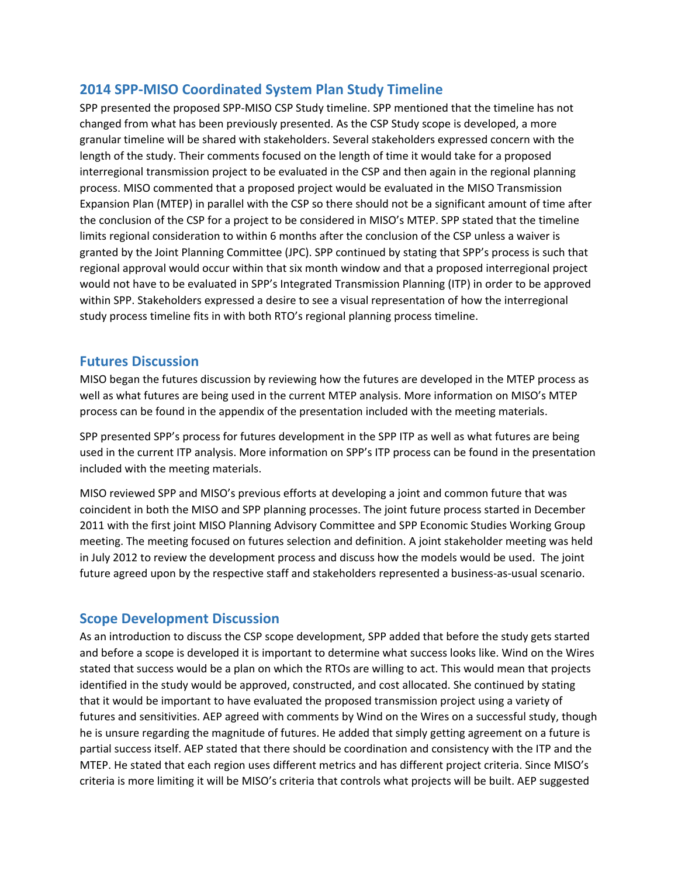## 2014 SPP-MISO Coordinated System Plan Study Timeline

SPP presented the proposed SPP-MISO CSP Study timeline. SPP mentioned that the timeline has not changed from what has been previously presented. As the CSP Study scope is developed, a more granular timeline will be shared with stakeholders. Several stakeholders expressed concern with the length of the study. Their comments focused on the length of time it would take for a proposed interregional transmission project to be evaluated in the CSP and then again in the regional planning process. MISO commented that a proposed project would be evaluated in the MISO Transmission Expansion Plan (MTEP) in parallel with the CSP so there should not be a significant amount of time after the conclusion of the CSP for a project to be considered in MISO's MTEP. SPP stated that the timeline limits regional consideration to within 6 months after the conclusion of the CSP unless a waiver is granted by the Joint Planning Committee (JPC). SPP continued by stating that SPP's process is such that regional approval would occur within that six month window and that a proposed interregional project would not have to be evaluated in SPP's Integrated Transmission Planning (ITP) in order to be approved within SPP. Stakeholders expressed a desire to see a visual representation of how the interregional study process timeline fits in with both RTO's regional planning process timeline.

## Futures Discussion

MISO began the futures discussion by reviewing how the futures are developed in the MTEP process as well as what futures are being used in the current MTEP analysis. More information on MISO's MTEP process can be found in the appendix of the presentation included with the meeting materials.

SPP presented SPP's process for futures development in the SPP ITP as well as what futures are being used in the current ITP analysis. More information on SPP's ITP process can be found in the presentation included with the meeting materials.

MISO reviewed SPP and MISO's previous efforts at developing a joint and common future that was coincident in both the MISO and SPP planning processes. The joint future process started in December 2011 with the first joint MISO Planning Advisory Committee and SPP Economic Studies Working Group meeting. The meeting focused on futures selection and definition. A joint stakeholder meeting was held in July 2012 to review the development process and discuss how the models would be used. The joint future agreed upon by the respective staff and stakeholders represented a business-as-usual scenario.

## Scope Development Discussion

As an introduction to discuss the CSP scope development, SPP added that before the study gets started and before a scope is developed it is important to determine what success looks like. Wind on the Wires stated that success would be a plan on which the RTOs are willing to act. This would mean that projects identified in the study would be approved, constructed, and cost allocated. She continued by stating that it would be important to have evaluated the proposed transmission project using a variety of futures and sensitivities. AEP agreed with comments by Wind on the Wires on a successful study, though he is unsure regarding the magnitude of futures. He added that simply getting agreement on a future is partial success itself. AEP stated that there should be coordination and consistency with the ITP and the MTEP. He stated that each region uses different metrics and has different project criteria. Since MISO's criteria is more limiting it will be MISO's criteria that controls what projects will be built. AEP suggested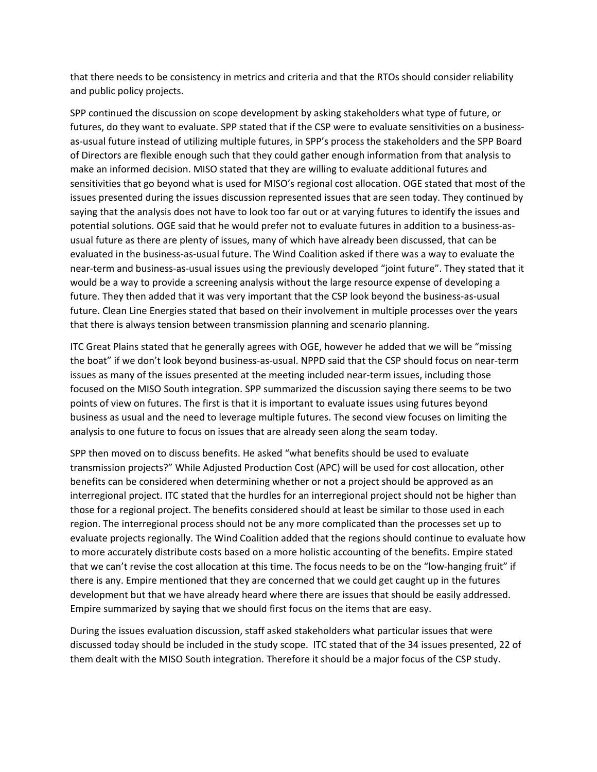that there needs to be consistency in metrics and criteria and that the RTOs should consider reliability and public policy projects.

SPP continued the discussion on scope development by asking stakeholders what type of future, or futures, do they want to evaluate. SPP stated that if the CSP were to evaluate sensitivities on a business-as-usual future instead of utilizing multiple futures, in SPP's process the stakeholders and the SPP Board of Directors are flexible enough such that they could gather enough information from that analysis to make an informed decision. MISO stated that they are willing to evaluate additional futures and sensitivities that go beyond what is used for MISO's regional cost allocation. OGE stated that most of the issues presented during the issues discussion represented issues that are seen today. They continued by saying that the analysis does not have to look too far out or at varying futures to identify the issues and potential solutions. OGE said that he would prefer not to evaluate futures in addition to a business-as-usual future as there are plenty of issues, many of which have already been discussed, that can be evaluated in the business-as-usual future. The Wind Coalition asked if there was a way to evaluate the near-term and business-as-usual issues using the previously developed "joint future". They stated that it would be a way to provide a screening analysis without the large resource expense of developing a future. They then added that it was very important that the CSP look beyond the business-as-usual future. Clean Line Energies stated that based on their involvement in multiple processes over the years that there is always tension between transmission planning and scenario planning.

ITC Great Plains stated that he generally agrees with OGE, however he added that we will be "missing the boat" if we don't look beyond business-as-usual. NPPD said that the CSP should focus on near-term issues as many of the issues presented at the meeting included near-term issues, including those focused on the MISO South integration. SPP summarized the discussion saying there seems to be two points of view on futures. The first is that it is important to evaluate issues using futures beyond business as usual and the need to leverage multiple futures. The second view focuses on limiting the analysis to one future to focus on issues that are already seen along the seam today.

SPP then moved on to discuss benefits. He asked "what benefits should be used to evaluate transmission projects?" While Adjusted Production Cost (APC) will be used for cost allocation, other benefits can be considered when determining whether or not a project should be approved as an interregional project. ITC stated that the hurdles for an interregional project should not be higher than those for a regional project. The benefits considered should at least be similar to those used in each region. The interregional process should not be any more complicated than the processes set up to evaluate projects regionally. The Wind Coalition added that the regions should continue to evaluate how to more accurately distribute costs based on a more holistic accounting of the benefits. Empire stated that we can't revise the cost allocation at this time. The focus needs to be on the "low-hanging fruit" if there is any. Empire mentioned that they are concerned that we could get caught up in the futures development but that we have already heard where there are issues that should be easily addressed. Empire summarized by saying that we should first focus on the items that are easy.

During the issues evaluation discussion, staff asked stakeholders what particular issues that were discussed today should be included in the study scope. ITC stated that of the 34 issues presented, 22 of them dealt with the MISO South integration. Therefore it should be a major focus of the CSP study.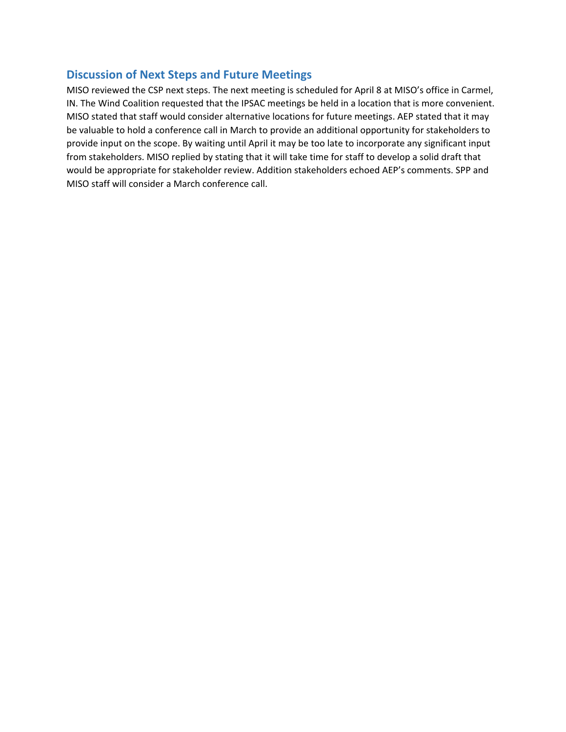## Discussion of Next Steps and Future Meetings

MISO reviewed the CSP next steps. The next meeting is scheduled for April 8 at MISO's office in Carmel, IN. The Wind Coalition requested that the IPSAC meetings be held in a location that is more convenient. MISO stated that staff would consider alternative locations for future meetings. AEP stated that it may be valuable to hold a conference call in March to provide an additional opportunity for stakeholders to provide input on the scope. By waiting until April it may be too late to incorporate any significant input from stakeholders. MISO replied by stating that it will take time for staff to develop a solid draft that would be appropriate for stakeholder review. Addition stakeholders echoed AEP's comments. SPP and MISO staff will consider a March conference call.